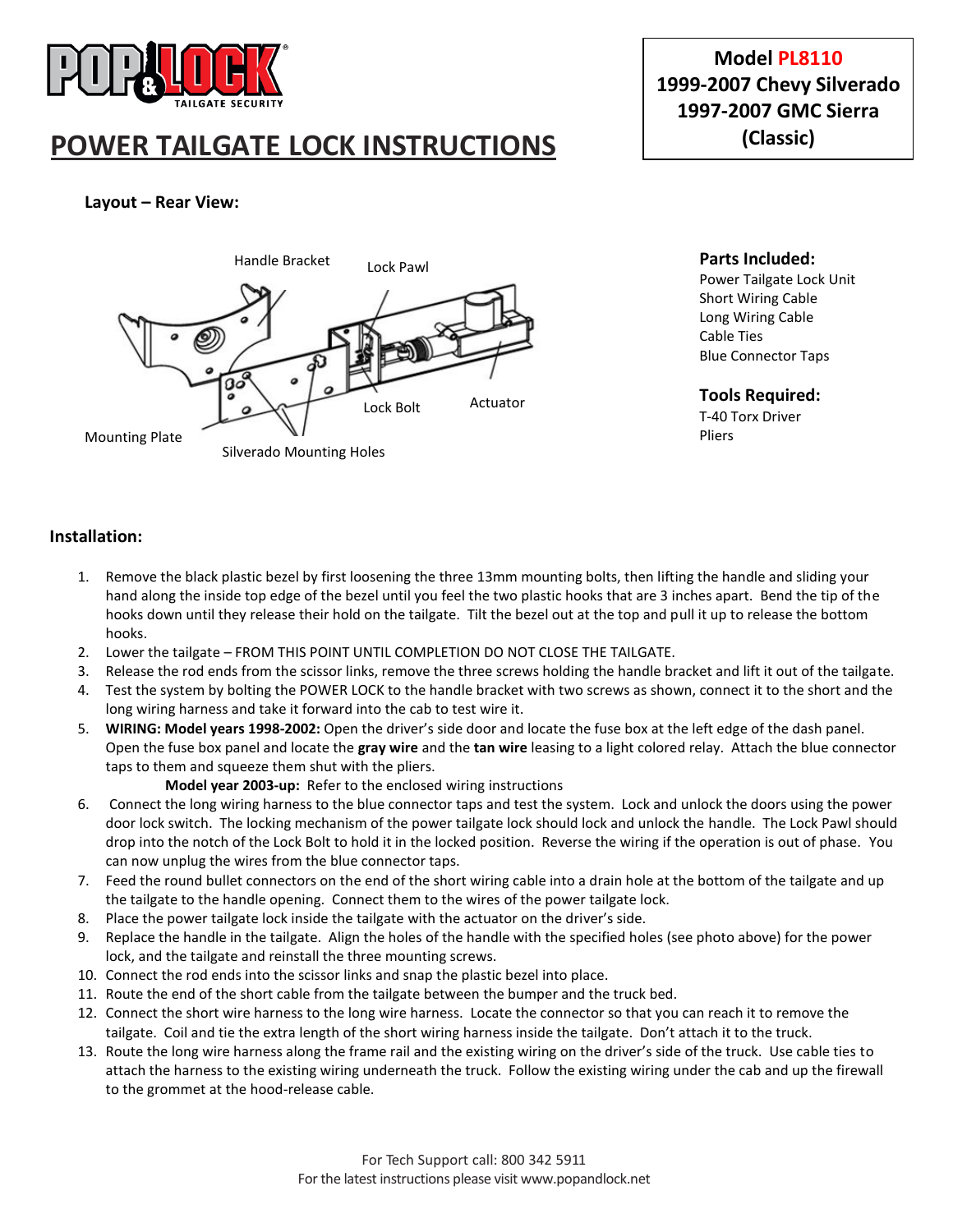# POWER TAILGATE LOCK INSTRUCTIONS

**Model PL8110**
**1999-2007 Chevy Silverado**
**1997-2007 GMC Sierra**
**(Classic)**

### Layout – Rear View:

Handle Bracket
Lock Pawl
Lock Bolt
Actuator
Mounting Plate
Silverado Mounting Holes

### Parts Included:

Power Tailgate Lock Unit
Short Wiring Cable
Long Wiring Cable
Cable Ties
Blue Connector Taps

### Tools Required:

T-40 Torx Driver
Pliers

## Installation:

1. Remove the black plastic bezel by first loosening the three 13mm mounting bolts, then lifting the handle and sliding your hand along the inside top edge of the bezel until you feel the two plastic hooks that are 3 inches apart. Bend the tip of the hooks down until they release their hold on the tailgate. Tilt the bezel out at the top and pull it up to release the bottom hooks.
2. Lower the tailgate – FROM THIS POINT UNTIL COMPLETION DO NOT CLOSE THE TAILGATE.
3. Release the rod ends from the scissor links, remove the three screws holding the handle bracket and lift it out of the tailgate.
4. Test the system by bolting the POWER LOCK to the handle bracket with two screws as shown, connect it to the short and the long wiring harness and take it forward into the cab to test wire it.
5. **WIRING: Model years 1998-2002:** Open the driver's side door and locate the fuse box at the left edge of the dash panel. Open the fuse box panel and locate the **gray wire** and the **tan wire** leasing to a light colored relay. Attach the blue connector taps to them and squeeze them shut with the pliers.

   **Model year 2003-up:** Refer to the enclosed wiring instructions
6. Connect the long wiring harness to the blue connector taps and test the system. Lock and unlock the doors using the power door lock switch. The locking mechanism of the power tailgate lock should lock and unlock the handle. The Lock Pawl should drop into the notch of the Lock Bolt to hold it in the locked position. Reverse the wiring if the operation is out of phase. You can now unplug the wires from the blue connector taps.
7. Feed the round bullet connectors on the end of the short wiring cable into a drain hole at the bottom of the tailgate and up the tailgate to the handle opening. Connect them to the wires of the power tailgate lock.
8. Place the power tailgate lock inside the tailgate with the actuator on the driver's side.
9. Replace the handle in the tailgate. Align the holes of the handle with the specified holes (see photo above) for the power lock, and the tailgate and reinstall the three mounting screws.
10. Connect the rod ends into the scissor links and snap the plastic bezel into place.
11. Route the end of the short cable from the tailgate between the bumper and the truck bed.
12. Connect the short wire harness to the long wire harness. Locate the connector so that you can reach it to remove the tailgate. Coil and tie the extra length of the short wiring harness inside the tailgate. Don't attach it to the truck.
13. Route the long wire harness along the frame rail and the existing wiring on the driver's side of the truck. Use cable ties to attach the harness to the existing wiring underneath the truck. Follow the existing wiring under the cab and up the firewall to the grommet at the hood-release cable.

For Tech Support call: 800 342 5911
For the latest instructions please visit www.popandlock.net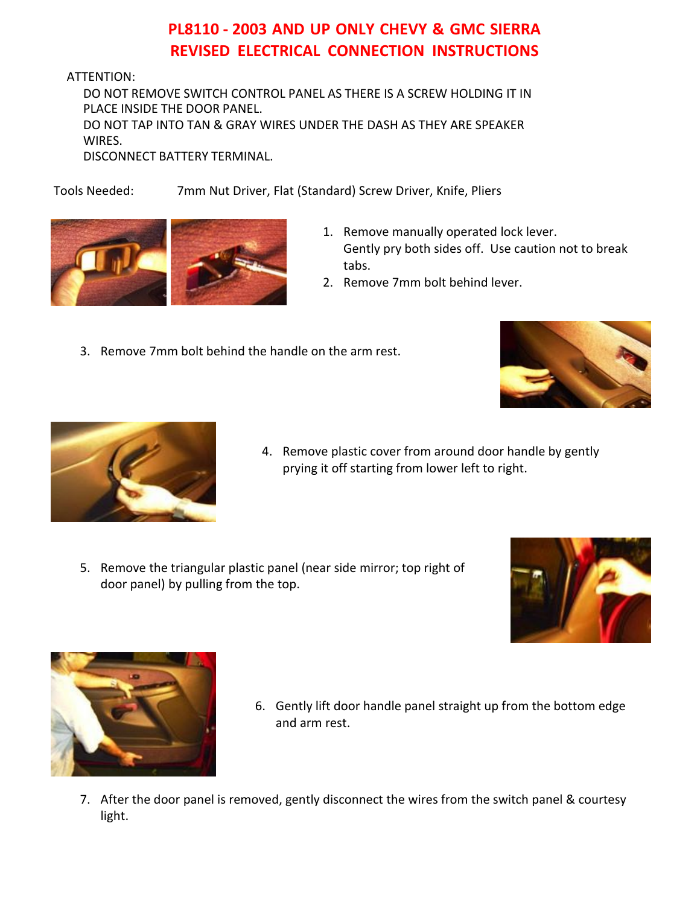# PL8110 - 2003 AND UP ONLY CHEVY & GMC SIERRA
# REVISED ELECTRICAL CONNECTION INSTRUCTIONS

ATTENTION:

DO NOT REMOVE SWITCH CONTROL PANEL AS THERE IS A SCREW HOLDING IT IN PLACE INSIDE THE DOOR PANEL.

DO NOT TAP INTO TAN & GRAY WIRES UNDER THE DASH AS THEY ARE SPEAKER WIRES.

DISCONNECT BATTERY TERMINAL.

Tools Needed: 7mm Nut Driver, Flat (Standard) Screw Driver, Knife, Pliers

1. Remove manually operated lock lever.
   Gently pry both sides off. Use caution not to break tabs.
2. Remove 7mm bolt behind lever.
3. Remove 7mm bolt behind the handle on the arm rest.
4. Remove plastic cover from around door handle by gently prying it off starting from lower left to right.
5. Remove the triangular plastic panel (near side mirror; top right of door panel) by pulling from the top.
6. Gently lift door handle panel straight up from the bottom edge and arm rest.
7. After the door panel is removed, gently disconnect the wires from the switch panel & courtesy light.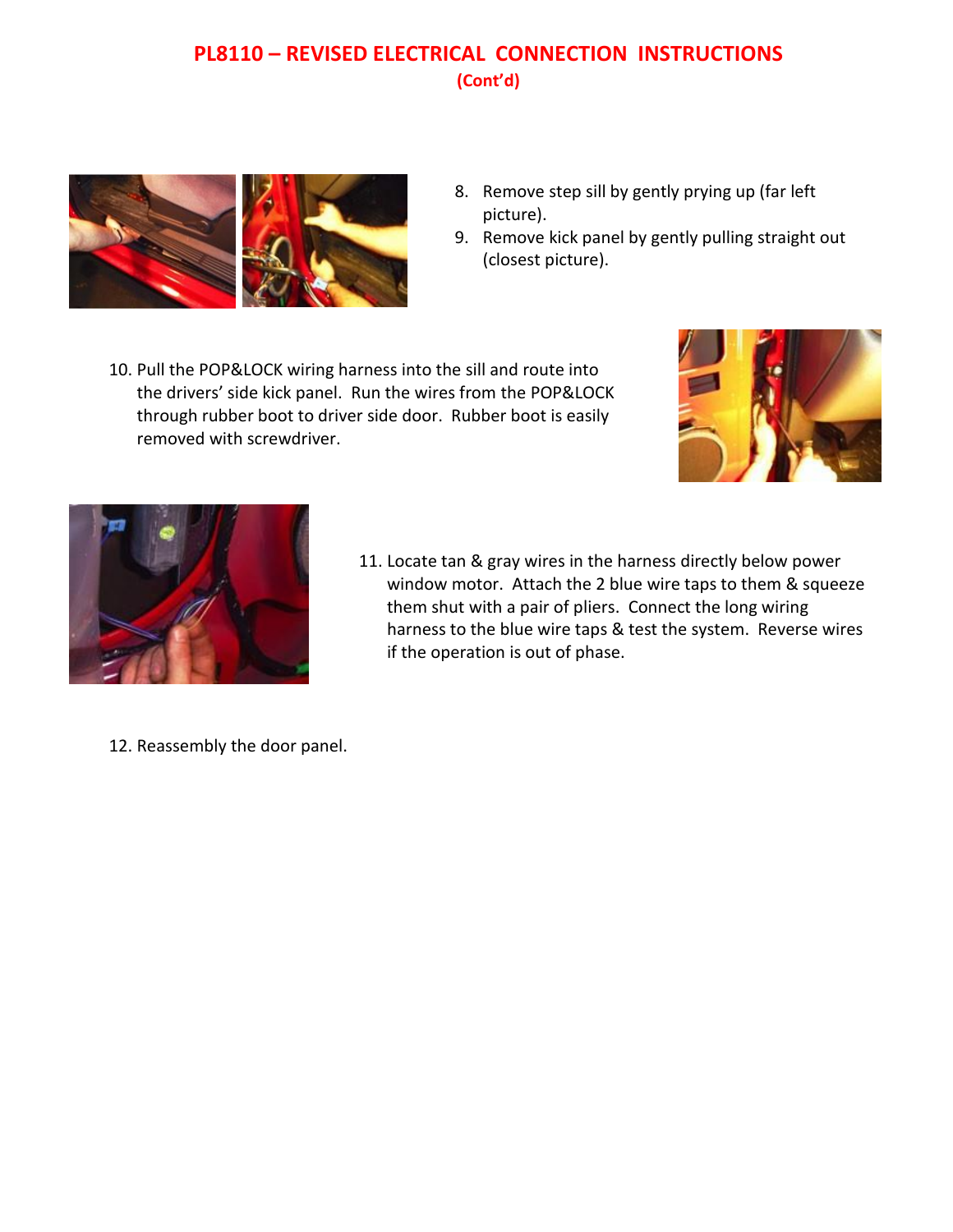# PL8110 – REVISED ELECTRICAL CONNECTION INSTRUCTIONS

**(Cont'd)**

8. Remove step sill by gently prying up (far left picture).
9. Remove kick panel by gently pulling straight out (closest picture).
10. Pull the POP&LOCK wiring harness into the sill and route into the drivers' side kick panel. Run the wires from the POP&LOCK through rubber boot to driver side door. Rubber boot is easily removed with screwdriver.
11. Locate tan & gray wires in the harness directly below power window motor. Attach the 2 blue wire taps to them & squeeze them shut with a pair of pliers. Connect the long wiring harness to the blue wire taps & test the system. Reverse wires if the operation is out of phase.
12. Reassembly the door panel.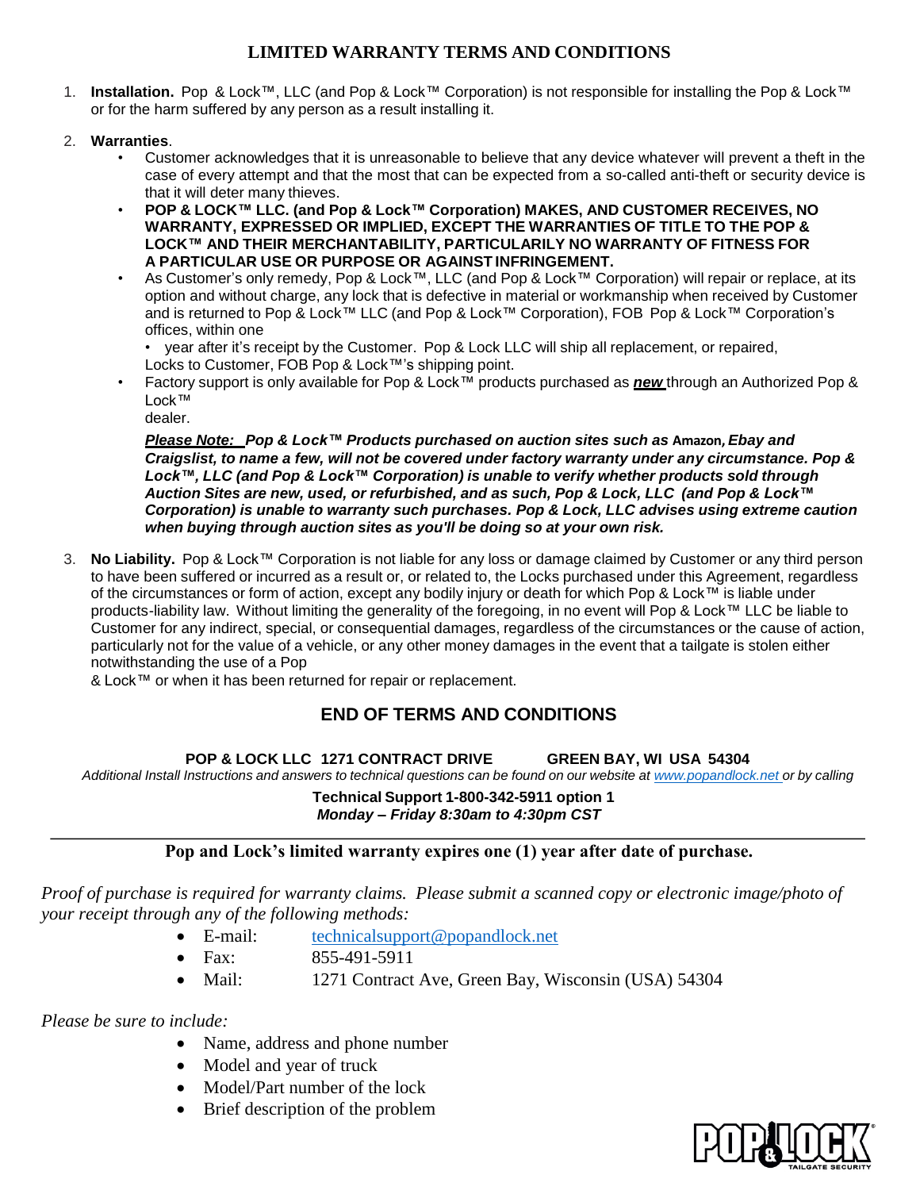## LIMITED WARRANTY TERMS AND CONDITIONS

1. **Installation.** Pop & Lock™, LLC (and Pop & Lock™ Corporation) is not responsible for installing the Pop & Lock™ or for the harm suffered by any person as a result installing it.

2. **Warranties**.
   - Customer acknowledges that it is unreasonable to believe that any device whatever will prevent a theft in the case of every attempt and that the most that can be expected from a so-called anti-theft or security device is that it will deter many thieves.
   - **POP & LOCK™ LLC. (and Pop & Lock™ Corporation) MAKES, AND CUSTOMER RECEIVES, NO WARRANTY, EXPRESSED OR IMPLIED, EXCEPT THE WARRANTIES OF TITLE TO THE POP & LOCK™ AND THEIR MERCHANTABILITY, PARTICULARILY NO WARRANTY OF FITNESS FOR A PARTICULAR USE OR PURPOSE OR AGAINST INFRINGEMENT.**
   - As Customer's only remedy, Pop & Lock™, LLC (and Pop & Lock™ Corporation) will repair or replace, at its option and without charge, any lock that is defective in material or workmanship when received by Customer and is returned to Pop & Lock™ LLC (and Pop & Lock™ Corporation), FOB Pop & Lock™ Corporation's offices, within one
     - year after it's receipt by the Customer. Pop & Lock LLC will ship all replacement, or repaired, Locks to Customer, FOB Pop & Lock™'s shipping point.
   - Factory support is only available for Pop & Lock™ products purchased as ***new*** through an Authorized Pop & Lock™ dealer.

   ***Please Note:*** ***Pop & Lock™ Products purchased on auction sites such as Amazon, Ebay and Craigslist, to name a few, will not be covered under factory warranty under any circumstance. Pop & Lock™, LLC (and Pop & Lock™ Corporation) is unable to verify whether products sold through Auction Sites are new, used, or refurbished, and as such, Pop & Lock, LLC (and Pop & Lock™ Corporation) is unable to warranty such purchases. Pop & Lock, LLC advises using extreme caution when buying through auction sites as you'll be doing so at your own risk.***

3. **No Liability.** Pop & Lock™ Corporation is not liable for any loss or damage claimed by Customer or any third person to have been suffered or incurred as a result or, or related to, the Locks purchased under this Agreement, regardless of the circumstances or form of action, except any bodily injury or death for which Pop & Lock™ is liable under products-liability law. Without limiting the generality of the foregoing, in no event will Pop & Lock™ LLC be liable to Customer for any indirect, special, or consequential damages, regardless of the circumstances or the cause of action, particularly not for the value of a vehicle, or any other money damages in the event that a tailgate is stolen either notwithstanding the use of a Pop & Lock™ or when it has been returned for repair or replacement.

## END OF TERMS AND CONDITIONS

**POP & LOCK LLC 1271 CONTRACT DRIVE GREEN BAY, WI USA 54304**

*Additional Install Instructions and answers to technical questions can be found on our website at [www.popandlock.net](http://www.popandlock.net) or by calling*

**Technical Support 1-800-342-5911 option 1**

***Monday – Friday 8:30am to 4:30pm CST***

---

**Pop and Lock's limited warranty expires one (1) year after date of purchase.**

*Proof of purchase is required for warranty claims. Please submit a scanned copy or electronic image/photo of your receipt through any of the following methods:*

- E-mail: technicalsupport@popandlock.net
- Fax: 855-491-5911
- Mail: 1271 Contract Ave, Green Bay, Wisconsin (USA) 54304

*Please be sure to include:*

- Name, address and phone number
- Model and year of truck
- Model/Part number of the lock
- Brief description of the problem